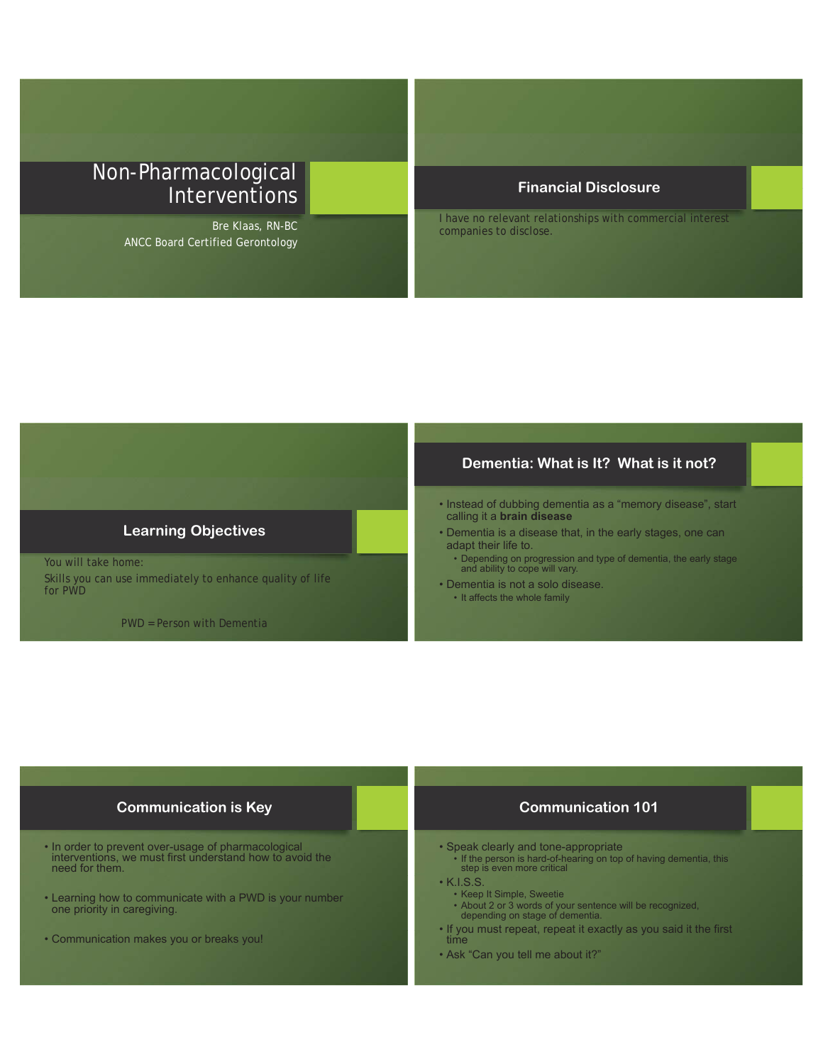# Non-Pharmacological Interventions

Bre Klaas, RN-BC
ANCC Board Certified Gerontology

## Financial Disclosure

I have no relevant relationships with commercial interest companies to disclose.

## Learning Objectives

You will take home:

Skills you can use immediately to enhance quality of life for PWD

PWD = Person with Dementia

## Dementia: What is It? What is it not?

- Instead of dubbing dementia as a "memory disease", start calling it a **brain disease**
- Dementia is a disease that, in the early stages, one can adapt their life to.
  - Depending on progression and type of dementia, the early stage and ability to cope will vary.
- Dementia is not a solo disease.
  - It affects the whole family

## Communication is Key

- In order to prevent over-usage of pharmacological interventions, we must first understand how to avoid the need for them.
- Learning how to communicate with a PWD is your number one priority in caregiving.
- Communication makes you or breaks you!

## Communication 101

- Speak clearly and tone-appropriate
  - If the person is hard-of-hearing on top of having dementia, this step is even more critical
- K.I.S.S.
  - Keep It Simple, Sweetie
  - About 2 or 3 words of your sentence will be recognized, depending on stage of dementia.
- If you must repeat, repeat it exactly as you said it the first time
- Ask "Can you tell me about it?"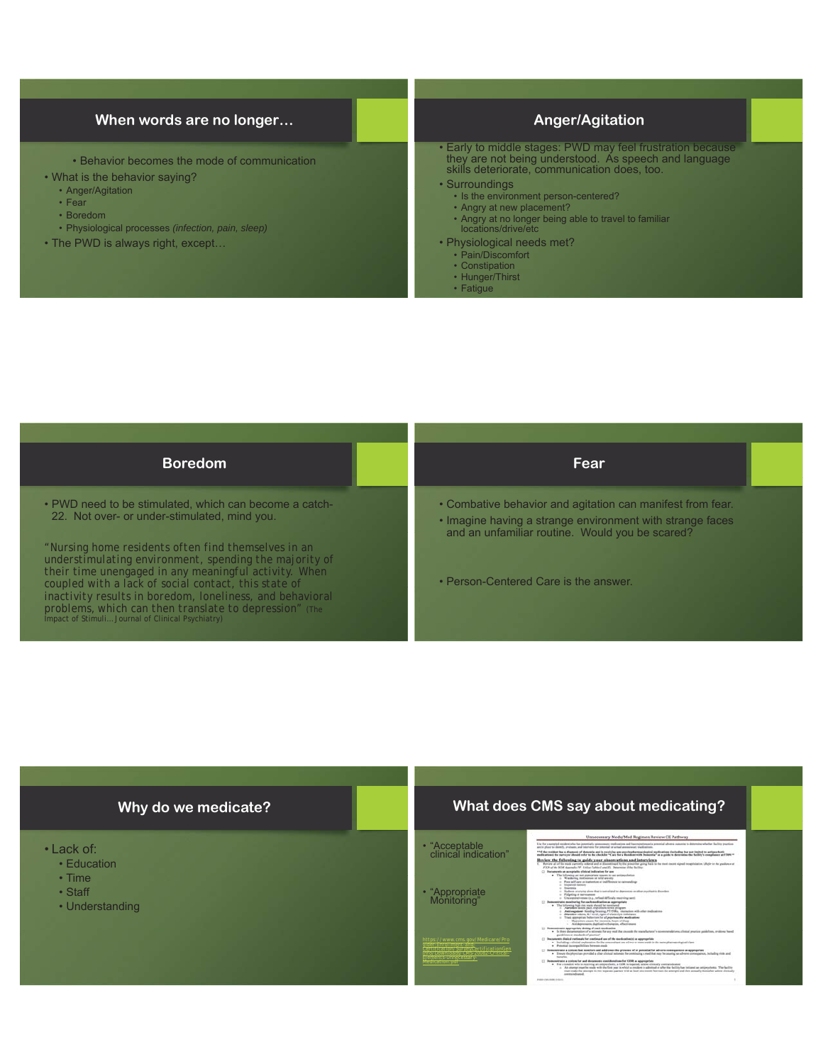## When words are no longer…

- Behavior becomes the mode of communication
- What is the behavior saying?
  - Anger/Agitation
  - Fear
  - Boredom
  - Physiological processes *(infection, pain, sleep)*
- The PWD is always right, except…

## Anger/Agitation

- Early to middle stages: PWD may feel frustration because they are not being understood. As speech and language skills deteriorate, communication does, too.
- Surroundings
  - Is the environment person-centered?
  - Angry at new placement?
  - Angry at no longer being able to travel to familiar locations/drive/etc
- Physiological needs met?
  - Pain/Discomfort
  - Constipation
  - Hunger/Thirst
  - Fatigue

## Boredom

- PWD need to be stimulated, which can become a catch-22. Not over- or under-stimulated, mind you.

"Nursing home residents often find themselves in an understimulating environment, spending the majority of their time unengaged in any meaningful activity. When coupled with a lack of social contact, this state of inactivity results in boredom, loneliness, and behavioral problems, which can then translate to depression" (The Impact of Stimuli…Journal of Clinical Psychiatry)

## Fear

- Combative behavior and agitation can manifest from fear.
- Imagine having a strange environment with strange faces and an unfamiliar routine. Would you be scared?
- Person-Centered Care is the answer.

## Why do we medicate?

- Lack of:
  - Education
  - Time
  - Staff
  - Understanding

## What does CMS say about medicating?

- "Acceptable clinical indication"
- "Appropriate Monitoring"

https://www.cms.gov/Medicare/Provider-Enrollment-and-Certification/SurveyCertificationGenInfo/Downloads/List-of-Revised-FTags.pdf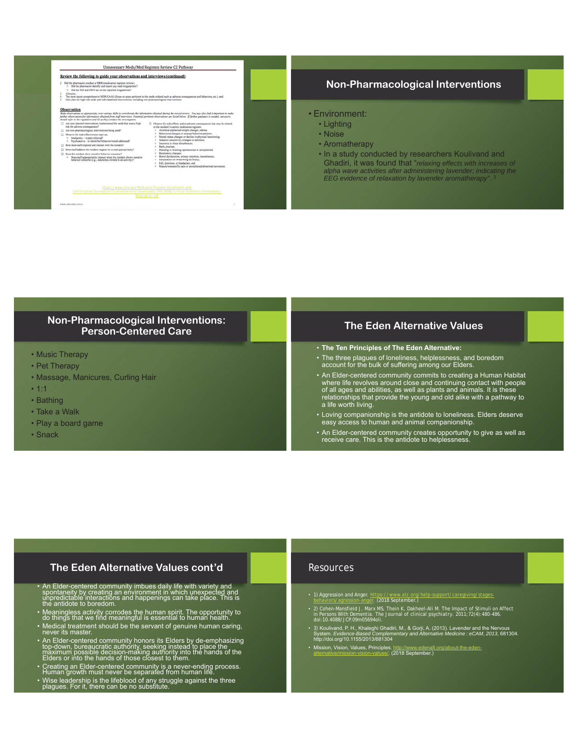## Unnecessary Meds/Med Regimen Review CE Pathway

**Review the following to guide your observations and interviews (continued)**

2. Did the pharmacist conduct a MRR (medication regimen review).
   - Did the pharmacist identify and report any med irregularities?
   - Did the MD and DON act on the reported irregularities?
3. Allergies.
4. The most recent comprehensive MDS/CAAS (focus on areas pertinent to the meds ordered such as adverse consequences and behaviors, etc.) and
5. Care plan for high risk meds and individualized interventions, including non-pharmacological interventions.

**Observation**

*Make observations as appropriate; over various shifts to corroborate the information obtained during the record review. You may also find it important to make further observations for information obtained from staff interviews. Potential pertinent observations are listed below. If further guidance is needed, surveyors should refer to the regulation and IG as they conduct the investigation.*

- ☐ Are care planned interventions implemented for meds that pose a high risk for adverse consequences?
- ☐ Are non-pharmacological interventions being used?
- ☐ Observe for med effectiveness such as:
  - Analgesics – is pain relieved?
  - Psychoactive – is identified behavior/mood addressed?
- ☐ How does staff respond and interact with the resident?
- ☐ Does staff address the resident request for a med appropriately?
- ☐ Does the resident show mood or behavior concerns?
  - Does staff appropriately interact when the resident shows mood or behavior concerns (e.g., redirected, invited to an activity)?
- ☐ Observe for side effects and/or adverse consequences that may be related to the resident's current medication regimen.
  - Anorexia/unplanned weight changes, edema;
  - Behavioral changes or unusual behavior patterns;
  - Mental status changes or decline in physical functioning;
  - Sedation (excessive), changes in alertness;
  - Insomnia or sleep disturbances;
  - Rash, pruritus;
  - Bleeding or bruising, spontaneous or unexplained;
  - Respiratory changes;
  - Bowel dysfunction, urinary retention, incontinence;
  - Dysphagia or swallowing difficulty;
  - Fall, dizziness, or headaches; and
  - Muscle/nonspecific pain or unexplained abnormal movement.

https://www.cms.gov/Medicare/Provider-Enrollment-and-Certification/SurveyCertificationGenInfo/Downloads/CMS-20082-Critical-Elements/Unnecessary-Medication.pdf

## Non-Pharmacological Interventions

- Environment:
  - Lighting
  - Noise
  - Aromatherapy
  - In a study conducted by researchers Koulivand and Ghadiri, it was found that "*relaxing effects with increases of alpha wave activities after administering lavender; indicating the EEG evidence of relaxation by lavender aromatherapy*". [3]

## Non-Pharmacological Interventions: Person-Centered Care

- Music Therapy
- Pet Therapy
- Massage, Manicures, Curling Hair
- 1:1
- Bathing
- Take a Walk
- Play a board game
- Snack

## The Eden Alternative Values

- **The Ten Principles of The Eden Alternative:**
- The three plagues of loneliness, helplessness, and boredom account for the bulk of suffering among our Elders.
- An Elder-centered community commits to creating a Human Habitat where life revolves around close and continuing contact with people of all ages and abilities, as well as plants and animals. It is these relationships that provide the young and old alike with a pathway to a life worth living.
- Loving companionship is the antidote to loneliness. Elders deserve easy access to human and animal companionship.
- An Elder-centered community creates opportunity to give as well as receive care. This is the antidote to helplessness.

## The Eden Alternative Values cont'd

- An Elder-centered community imbues daily life with variety and spontaneity by creating an environment in which unexpected and unpredictable interactions and happenings can take place. This is the antidote to boredom.
- Meaningless activity corrodes the human spirit. The opportunity to do things that we find meaningful is essential to human health.
- Medical treatment should be the servant of genuine human caring, never its master.
- An Elder-centered community honors its Elders by de-emphasizing top-down, bureaucratic authority, seeking instead to place the maximum possible decision-making authority into the hands of the Elders or into the hands of those closest to them.
- Creating an Elder-centered community is a never-ending process. Human growth must never be separated from human life.
- Wise leadership is the lifeblood of any struggle against the three plagues. For it, there can be no substitute.

## Resources

- 1) Aggression and Anger. https://www.alz.org/help-support/caregiving/stages-behaviors/agression-anger. (2018 September.)
- 2) Cohen-Mansfield J, Marx MS, Thein K, Dakheel-Ali M. The Impact of Stimuli on Affect in Persons With Dementia. The Journal of clinical psychiatry. 2011;72(4):480-486. doi:10.4088/JCP.09m05694oli.
- 3) Koulivand, P. H., Khaleghi Ghadiri, M., & Gorji, A. (2013). Lavender and the Nervous System. *Evidence-Based Complementary and Alternative Medicine : eCAM*, *2013*, 681304. http://doi.org/10.1155/2013/681304
- Mission, Vision, Values, Principles. http://www.edenalt.org/about-the-eden-alternative/mission-vision-values/. (2018 September.)